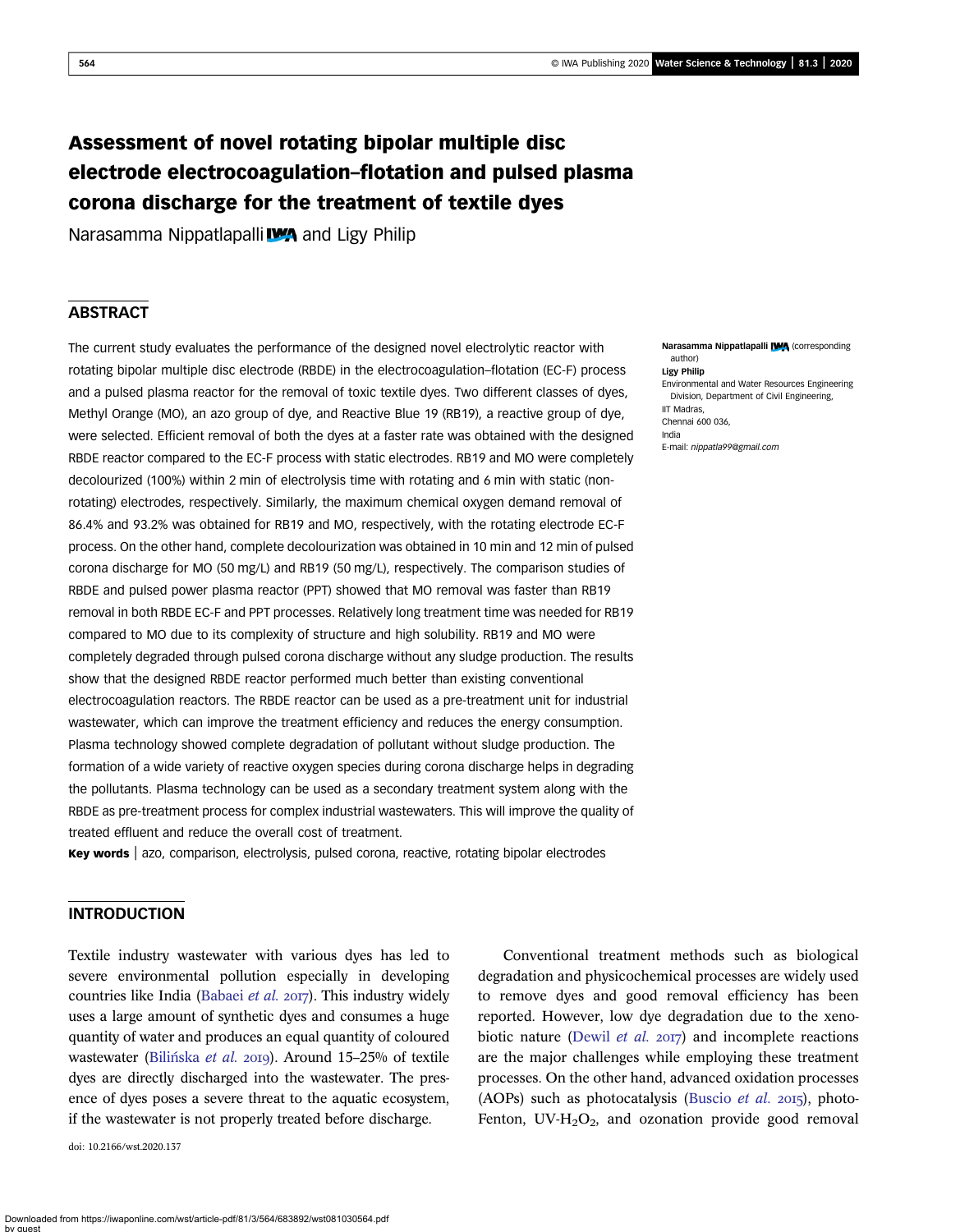# Assessment of novel rotating bipolar multiple disc electrode electrocoagulation–flotation and pulsed plasma corona discharge for the treatment of textile dyes

Narasamma Nippatlapalli and Ligy Philip

## ABSTRACT

The current study evaluates the performance of the designed novel electrolytic reactor with rotating bipolar multiple disc electrode (RBDE) in the electrocoagulation–flotation (EC-F) process and a pulsed plasma reactor for the removal of toxic textile dyes. Two different classes of dyes, Methyl Orange (MO), an azo group of dye, and Reactive Blue 19 (RB19), a reactive group of dye, were selected. Efficient removal of both the dyes at a faster rate was obtained with the designed RBDE reactor compared to the EC-F process with static electrodes. RB19 and MO were completely decolourized (100%) within 2 min of electrolysis time with rotating and 6 min with static (non-rotating) electrodes, respectively. Similarly, the maximum chemical oxygen demand removal of 86.4% and 93.2% was obtained for RB19 and MO, respectively, with the rotating electrode EC-F process. On the other hand, complete decolourization was obtained in 10 min and 12 min of pulsed corona discharge for MO (50 mg/L) and RB19 (50 mg/L), respectively. The comparison studies of RBDE and pulsed power plasma reactor (PPT) showed that MO removal was faster than RB19 removal in both RBDE EC-F and PPT processes. Relatively long treatment time was needed for RB19 compared to MO due to its complexity of structure and high solubility. RB19 and MO were completely degraded through pulsed corona discharge without any sludge production. The results show that the designed RBDE reactor performed much better than existing conventional electrocoagulation reactors. The RBDE reactor can be used as a pre-treatment unit for industrial wastewater, which can improve the treatment efficiency and reduces the energy consumption. Plasma technology showed complete degradation of pollutant without sludge production. The formation of a wide variety of reactive oxygen species during corona discharge helps in degrading the pollutants. Plasma technology can be used as a secondary treatment system along with the RBDE as pre-treatment process for complex industrial wastewaters. This will improve the quality of treated effluent and reduce the overall cost of treatment.

**Key words** | azo, comparison, electrolysis, pulsed corona, reactive, rotating bipolar electrodes

**Narasamma Nippatlapalli** (corresponding author)
**Ligy Philip**
Environmental and Water Resources Engineering Division, Department of Civil Engineering,
IIT Madras,
Chennai 600 036,
India
E-mail: *nippatla99@gmail.com*

## INTRODUCTION

Textile industry wastewater with various dyes has led to severe environmental pollution especially in developing countries like India (Babaei *et al.* 2017). This industry widely uses a large amount of synthetic dyes and consumes a huge quantity of water and produces an equal quantity of coloured wastewater (Bilińska *et al.* 2019). Around 15–25% of textile dyes are directly discharged into the wastewater. The presence of dyes poses a severe threat to the aquatic ecosystem, if the wastewater is not properly treated before discharge.

Conventional treatment methods such as biological degradation and physicochemical processes are widely used to remove dyes and good removal efficiency has been reported. However, low dye degradation due to the xenobiotic nature (Dewil *et al.* 2017) and incomplete reactions are the major challenges while employing these treatment processes. On the other hand, advanced oxidation processes (AOPs) such as photocatalysis (Buscio *et al.* 2015), photo-Fenton, UV-$H_2O_2$, and ozonation provide good removal

doi: 10.2166/wst.2020.137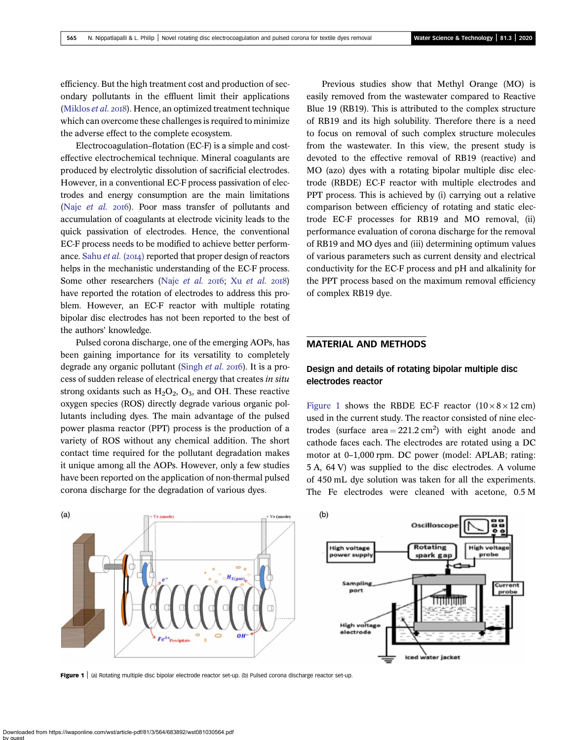efficiency. But the high treatment cost and production of secondary pollutants in the effluent limit their applications (Miklos *et al.* 2018). Hence, an optimized treatment technique which can overcome these challenges is required to minimize the adverse effect to the complete ecosystem.

Electrocoagulation–flotation (EC-F) is a simple and cost-effective electrochemical technique. Mineral coagulants are produced by electrolytic dissolution of sacrificial electrodes. However, in a conventional EC-F process passivation of electrodes and energy consumption are the main limitations (Naje *et al.* 2016). Poor mass transfer of pollutants and accumulation of coagulants at electrode vicinity leads to the quick passivation of electrodes. Hence, the conventional EC-F process needs to be modified to achieve better performance. Sahu *et al.* (2014) reported that proper design of reactors helps in the mechanistic understanding of the EC-F process. Some other researchers (Naje *et al.* 2016; Xu *et al.* 2018) have reported the rotation of electrodes to address this problem. However, an EC-F reactor with multiple rotating bipolar disc electrodes has not been reported to the best of the authors' knowledge.

Pulsed corona discharge, one of the emerging AOPs, has been gaining importance for its versatility to completely degrade any organic pollutant (Singh *et al.* 2016). It is a process of sudden release of electrical energy that creates *in situ* strong oxidants such as $H_2O_2$, $O_3$, and OH. These reactive oxygen species (ROS) directly degrade various organic pollutants including dyes. The main advantage of the pulsed power plasma reactor (PPT) process is the production of a variety of ROS without any chemical addition. The short contact time required for the pollutant degradation makes it unique among all the AOPs. However, only a few studies have been reported on the application of non-thermal pulsed corona discharge for the degradation of various dyes.

Previous studies show that Methyl Orange (MO) is easily removed from the wastewater compared to Reactive Blue 19 (RB19). This is attributed to the complex structure of RB19 and its high solubility. Therefore there is a need to focus on removal of such complex structure molecules from the wastewater. In this view, the present study is devoted to the effective removal of RB19 (reactive) and MO (azo) dyes with a rotating bipolar multiple disc electrode (RBDE) EC-F reactor with multiple electrodes and PPT process. This is achieved by (i) carrying out a relative comparison between efficiency of rotating and static electrode EC-F processes for RB19 and MO removal, (ii) performance evaluation of corona discharge for the removal of RB19 and MO dyes and (iii) determining optimum values of various parameters such as current density and electrical conductivity for the EC-F process and pH and alkalinity for the PPT process based on the maximum removal efficiency of complex RB19 dye.

## MATERIAL AND METHODS

### Design and details of rotating bipolar multiple disc electrodes reactor

Figure 1 shows the RBDE EC-F reactor ($10 \times 8 \times 12$ cm) used in the current study. The reactor consisted of nine electrodes (surface area $= 221.2\ cm^2$) with eight anode and cathode faces each. The electrodes are rotated using a DC motor at 0–1,000 rpm. DC power (model: APLAB; rating: 5 A, 64 V) was supplied to the disc electrodes. A volume of 450 mL dye solution was taken for all the experiments. The Fe electrodes were cleaned with acetone, 0.5 M

**Figure 1** | (a) Rotating multiple disc bipolar electrode reactor set-up. (b) Pulsed corona discharge reactor set-up.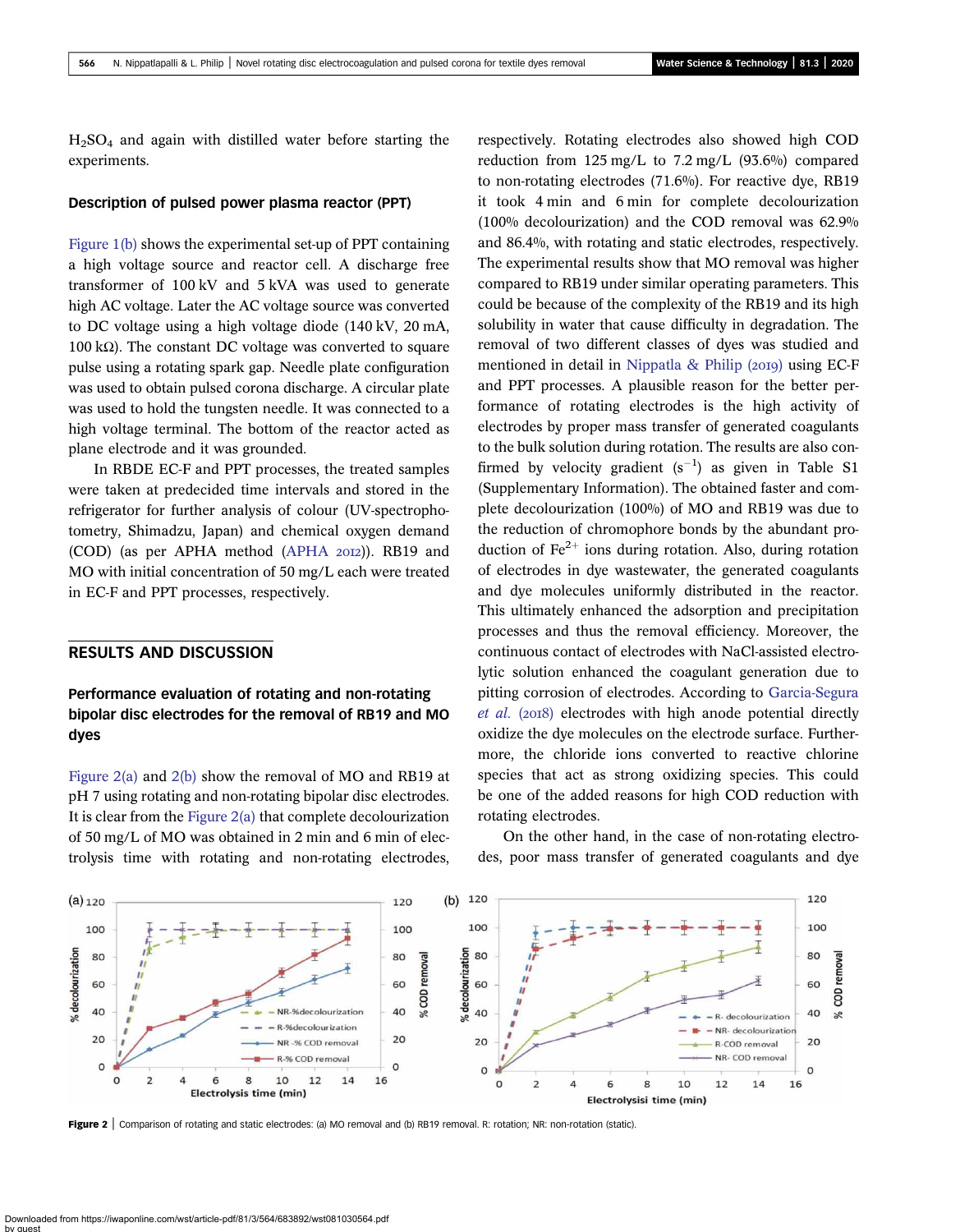$H_2SO_4$ and again with distilled water before starting the experiments.

### Description of pulsed power plasma reactor (PPT)

Figure 1(b) shows the experimental set-up of PPT containing a high voltage source and reactor cell. A discharge free transformer of 100 kV and 5 kVA was used to generate high AC voltage. Later the AC voltage source was converted to DC voltage using a high voltage diode (140 kV, 20 mA, 100 kΩ). The constant DC voltage was converted to square pulse using a rotating spark gap. Needle plate configuration was used to obtain pulsed corona discharge. A circular plate was used to hold the tungsten needle. It was connected to a high voltage terminal. The bottom of the reactor acted as plane electrode and it was grounded.

In RBDE EC-F and PPT processes, the treated samples were taken at predecided time intervals and stored in the refrigerator for further analysis of colour (UV-spectrophotometry, Shimadzu, Japan) and chemical oxygen demand (COD) (as per APHA method (APHA 2012)). RB19 and MO with initial concentration of 50 mg/L each were treated in EC-F and PPT processes, respectively.

## RESULTS AND DISCUSSION

### Performance evaluation of rotating and non-rotating bipolar disc electrodes for the removal of RB19 and MO dyes

Figure 2(a) and 2(b) show the removal of MO and RB19 at pH 7 using rotating and non-rotating bipolar disc electrodes. It is clear from the Figure 2(a) that complete decolourization of 50 mg/L of MO was obtained in 2 min and 6 min of electrolysis time with rotating and non-rotating electrodes, respectively. Rotating electrodes also showed high COD reduction from 125 mg/L to 7.2 mg/L (93.6%) compared to non-rotating electrodes (71.6%). For reactive dye, RB19 it took 4 min and 6 min for complete decolourization (100% decolourization) and the COD removal was 62.9% and 86.4%, with rotating and static electrodes, respectively. The experimental results show that MO removal was higher compared to RB19 under similar operating parameters. This could be because of the complexity of the RB19 and its high solubility in water that cause difficulty in degradation. The removal of two different classes of dyes was studied and mentioned in detail in Nippatla & Philip (2019) using EC-F and PPT processes. A plausible reason for the better performance of rotating electrodes is the high activity of electrodes by proper mass transfer of generated coagulants to the bulk solution during rotation. The results are also confirmed by velocity gradient ($s^{-1}$) as given in Table S1 (Supplementary Information). The obtained faster and complete decolourization (100%) of MO and RB19 was due to the reduction of chromophore bonds by the abundant production of $Fe^{2+}$ ions during rotation. Also, during rotation of electrodes in dye wastewater, the generated coagulants and dye molecules uniformly distributed in the reactor. This ultimately enhanced the adsorption and precipitation processes and thus the removal efficiency. Moreover, the continuous contact of electrodes with NaCl-assisted electrolytic solution enhanced the coagulant generation due to pitting corrosion of electrodes. According to Garcia-Segura *et al.* (2018) electrodes with high anode potential directly oxidize the dye molecules on the electrode surface. Furthermore, the chloride ions converted to reactive chlorine species that act as strong oxidizing species. This could be one of the added reasons for high COD reduction with rotating electrodes.

On the other hand, in the case of non-rotating electrodes, poor mass transfer of generated coagulants and dye

**Figure 2** | Comparison of rotating and static electrodes: (a) MO removal and (b) RB19 removal. R: rotation; NR: non-rotation (static).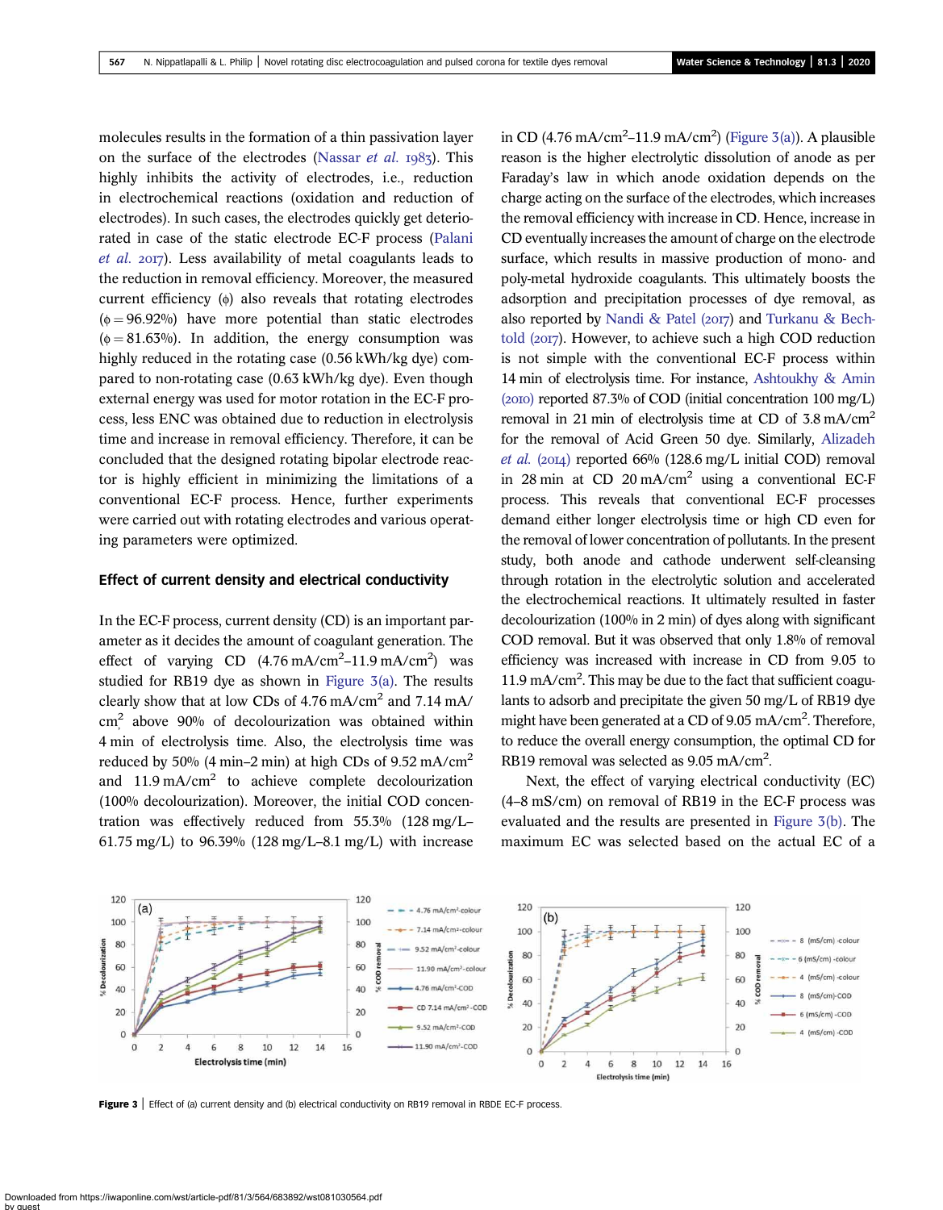molecules results in the formation of a thin passivation layer on the surface of the electrodes (Nassar *et al.* 1983). This highly inhibits the activity of electrodes, i.e., reduction in electrochemical reactions (oxidation and reduction of electrodes). In such cases, the electrodes quickly get deteriorated in case of the static electrode EC-F process (Palani *et al.* 2017). Less availability of metal coagulants leads to the reduction in removal efficiency. Moreover, the measured current efficiency ($\phi$) also reveals that rotating electrodes ($\phi = 96.92\%$) have more potential than static electrodes ($\phi = 81.63\%$). In addition, the energy consumption was highly reduced in the rotating case (0.56 kWh/kg dye) compared to non-rotating case (0.63 kWh/kg dye). Even though external energy was used for motor rotation in the EC-F process, less ENC was obtained due to reduction in electrolysis time and increase in removal efficiency. Therefore, it can be concluded that the designed rotating bipolar electrode reactor is highly efficient in minimizing the limitations of a conventional EC-F process. Hence, further experiments were carried out with rotating electrodes and various operating parameters were optimized.

## Effect of current density and electrical conductivity

In the EC-F process, current density (CD) is an important parameter as it decides the amount of coagulant generation. The effect of varying CD (4.76 mA/cm$^2$–11.9 mA/cm$^2$) was studied for RB19 dye as shown in Figure 3(a). The results clearly show that at low CDs of 4.76 mA/cm$^2$ and 7.14 mA/cm$^2$ above 90% of decolourization was obtained within 4 min of electrolysis time. Also, the electrolysis time was reduced by 50% (4 min–2 min) at high CDs of 9.52 mA/cm$^2$ and 11.9 mA/cm$^2$ to achieve complete decolourization (100% decolourization). Moreover, the initial COD concentration was effectively reduced from 55.3% (128 mg/L–61.75 mg/L) to 96.39% (128 mg/L–8.1 mg/L) with increase in CD (4.76 mA/cm$^2$–11.9 mA/cm$^2$) (Figure 3(a)). A plausible reason is the higher electrolytic dissolution of anode as per Faraday's law in which anode oxidation depends on the charge acting on the surface of the electrodes, which increases the removal efficiency with increase in CD. Hence, increase in CD eventually increases the amount of charge on the electrode surface, which results in massive production of mono- and poly-metal hydroxide coagulants. This ultimately boosts the adsorption and precipitation processes of dye removal, as also reported by Nandi & Patel (2017) and Turkanu & Bechtold (2017). However, to achieve such a high COD reduction is not simple with the conventional EC-F process within 14 min of electrolysis time. For instance, Ashtoukhy & Amin (2010) reported 87.3% of COD (initial concentration 100 mg/L) removal in 21 min of electrolysis time at CD of 3.8 mA/cm$^2$ for the removal of Acid Green 50 dye. Similarly, Alizadeh *et al.* (2014) reported 66% (128.6 mg/L initial COD) removal in 28 min at CD 20 mA/cm$^2$ using a conventional EC-F process. This reveals that conventional EC-F processes demand either longer electrolysis time or high CD even for the removal of lower concentration of pollutants. In the present study, both anode and cathode underwent self-cleansing through rotation in the electrolytic solution and accelerated the electrochemical reactions. It ultimately resulted in faster decolourization (100% in 2 min) of dyes along with significant COD removal. But it was observed that only 1.8% of removal efficiency was increased with increase in CD from 9.05 to 11.9 mA/cm$^2$. This may be due to the fact that sufficient coagulants to adsorb and precipitate the given 50 mg/L of RB19 dye might have been generated at a CD of 9.05 mA/cm$^2$. Therefore, to reduce the overall energy consumption, the optimal CD for RB19 removal was selected as 9.05 mA/cm$^2$.

Next, the effect of varying electrical conductivity (EC) (4–8 mS/cm) on removal of RB19 in the EC-F process was evaluated and the results are presented in Figure 3(b). The maximum EC was selected based on the actual EC of a

**Figure 3** | Effect of (a) current density and (b) electrical conductivity on RB19 removal in RBDE EC-F process.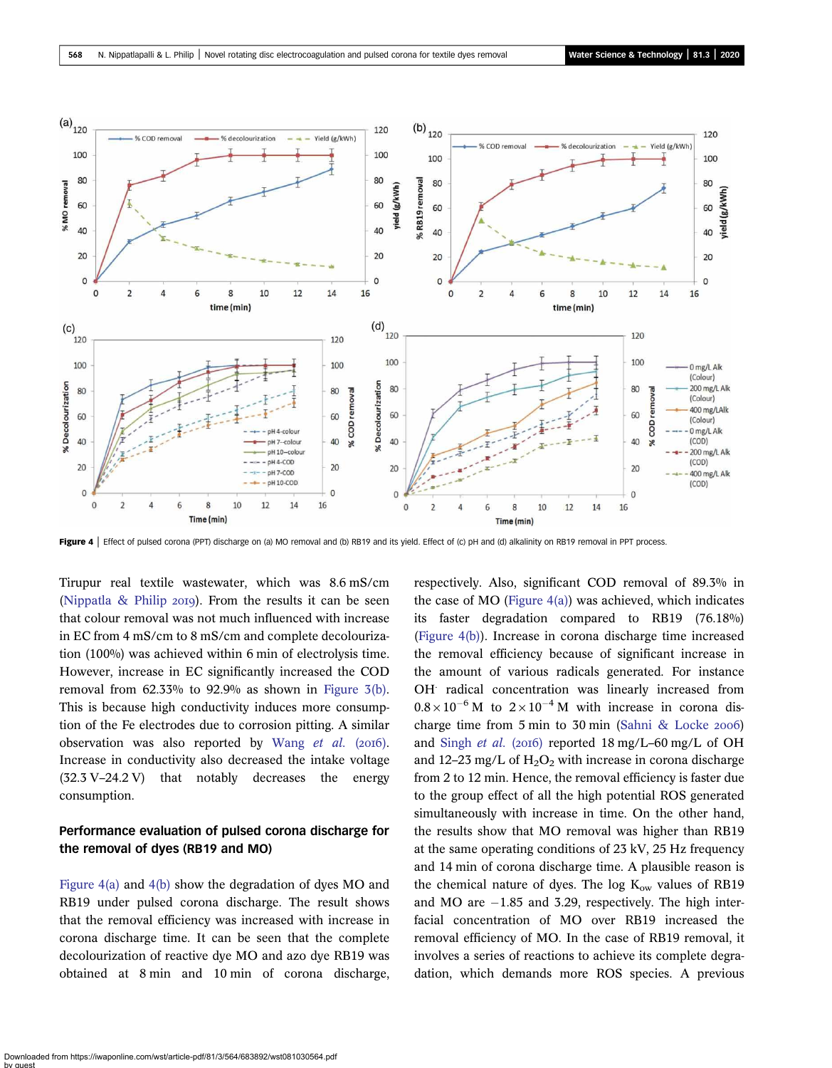Figure 4 | Effect of pulsed corona (PPT) discharge on (a) MO removal and (b) RB19 and its yield. Effect of (c) pH and (d) alkalinity on RB19 removal in PPT process.

Tirupur real textile wastewater, which was 8.6 mS/cm (Nippatla & Philip 2019). From the results it can be seen that colour removal was not much influenced with increase in EC from 4 mS/cm to 8 mS/cm and complete decolourization (100%) was achieved within 6 min of electrolysis time. However, increase in EC significantly increased the COD removal from 62.33% to 92.9% as shown in Figure 3(b). This is because high conductivity induces more consumption of the Fe electrodes due to corrosion pitting. A similar observation was also reported by Wang *et al.* (2016). Increase in conductivity also decreased the intake voltage (32.3 V–24.2 V) that notably decreases the energy consumption.

## Performance evaluation of pulsed corona discharge for the removal of dyes (RB19 and MO)

Figure 4(a) and 4(b) show the degradation of dyes MO and RB19 under pulsed corona discharge. The result shows that the removal efficiency was increased with increase in corona discharge time. It can be seen that the complete decolourization of reactive dye MO and azo dye RB19 was obtained at 8 min and 10 min of corona discharge, respectively. Also, significant COD removal of 89.3% in the case of MO (Figure 4(a)) was achieved, which indicates its faster degradation compared to RB19 (76.18%) (Figure 4(b)). Increase in corona discharge time increased the removal efficiency because of significant increase in the amount of various radicals generated. For instance OH· radical concentration was linearly increased from $0.8 \times 10^{-6}$ M to $2 \times 10^{-4}$ M with increase in corona discharge time from 5 min to 30 min (Sahni & Locke 2006) and Singh *et al.* (2016) reported 18 mg/L–60 mg/L of OH and 12–23 mg/L of $H_2O_2$ with increase in corona discharge from 2 to 12 min. Hence, the removal efficiency is faster due to the group effect of all the high potential ROS generated simultaneously with increase in time. On the other hand, the results show that MO removal was higher than RB19 at the same operating conditions of 23 kV, 25 Hz frequency and 14 min of corona discharge time. A plausible reason is the chemical nature of dyes. The log $K_{ow}$ values of RB19 and MO are −1.85 and 3.29, respectively. The high interfacial concentration of MO over RB19 increased the removal efficiency of MO. In the case of RB19 removal, it involves a series of reactions to achieve its complete degradation, which demands more ROS species. A previous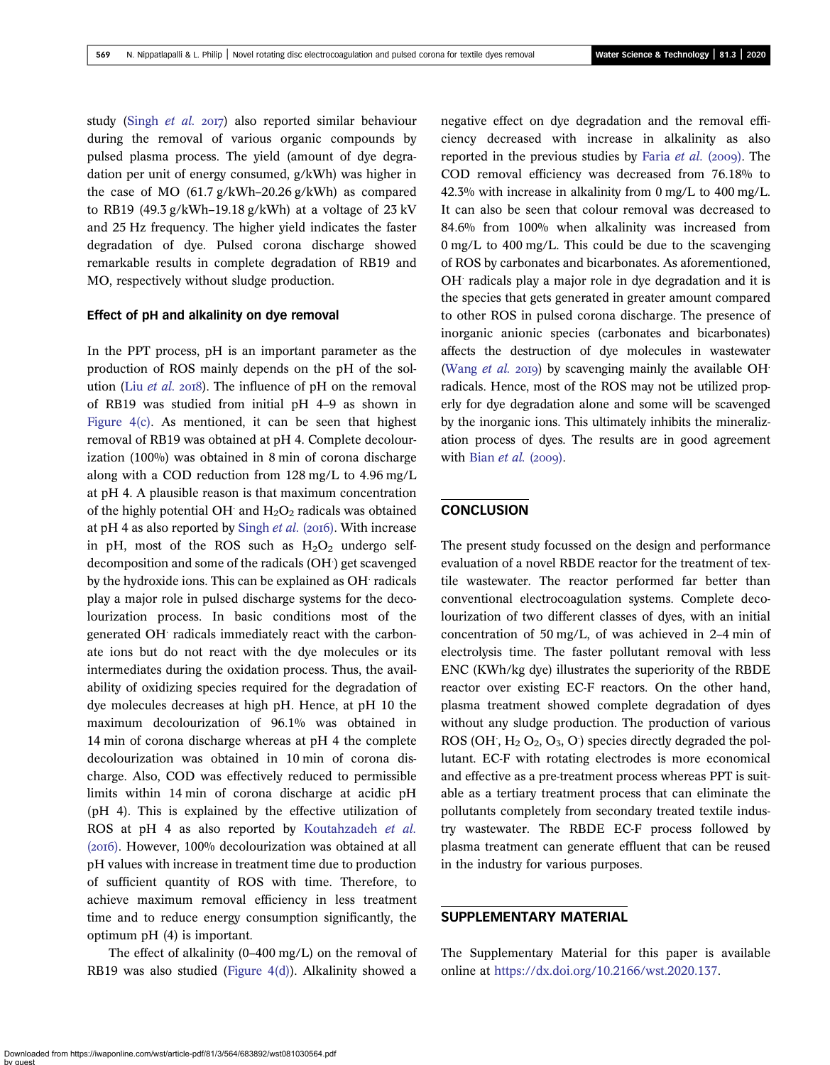study (Singh *et al.* 2017) also reported similar behaviour during the removal of various organic compounds by pulsed plasma process. The yield (amount of dye degradation per unit of energy consumed, g/kWh) was higher in the case of MO (61.7 g/kWh–20.26 g/kWh) as compared to RB19 (49.3 g/kWh–19.18 g/kWh) at a voltage of 23 kV and 25 Hz frequency. The higher yield indicates the faster degradation of dye. Pulsed corona discharge showed remarkable results in complete degradation of RB19 and MO, respectively without sludge production.

### Effect of pH and alkalinity on dye removal

In the PPT process, pH is an important parameter as the production of ROS mainly depends on the pH of the solution (Liu *et al.* 2018). The influence of pH on the removal of RB19 was studied from initial pH 4–9 as shown in Figure 4(c). As mentioned, it can be seen that highest removal of RB19 was obtained at pH 4. Complete decolourization (100%) was obtained in 8 min of corona discharge along with a COD reduction from 128 mg/L to 4.96 mg/L at pH 4. A plausible reason is that maximum concentration of the highly potential $OH^{\cdot}$ and $H_2O_2$ radicals was obtained at pH 4 as also reported by Singh *et al.* (2016). With increase in pH, most of the ROS such as $H_2O_2$ undergo self-decomposition and some of the radicals ($OH^{\cdot}$) get scavenged by the hydroxide ions. This can be explained as $OH^{\cdot}$ radicals play a major role in pulsed discharge systems for the decolourization process. In basic conditions most of the generated $OH^{\cdot}$ radicals immediately react with the carbonate ions but do not react with the dye molecules or its intermediates during the oxidation process. Thus, the availability of oxidizing species required for the degradation of dye molecules decreases at high pH. Hence, at pH 10 the maximum decolourization of 96.1% was obtained in 14 min of corona discharge whereas at pH 4 the complete decolourization was obtained in 10 min of corona discharge. Also, COD was effectively reduced to permissible limits within 14 min of corona discharge at acidic pH (pH 4). This is explained by the effective utilization of ROS at pH 4 as also reported by Koutahzadeh *et al.* (2016). However, 100% decolourization was obtained at all pH values with increase in treatment time due to production of sufficient quantity of ROS with time. Therefore, to achieve maximum removal efficiency in less treatment time and to reduce energy consumption significantly, the optimum pH (4) is important.

The effect of alkalinity (0–400 mg/L) on the removal of RB19 was also studied (Figure 4(d)). Alkalinity showed a negative effect on dye degradation and the removal efficiency decreased with increase in alkalinity as also reported in the previous studies by Faria *et al.* (2009). The COD removal efficiency was decreased from 76.18% to 42.3% with increase in alkalinity from 0 mg/L to 400 mg/L. It can also be seen that colour removal was decreased to 84.6% from 100% when alkalinity was increased from 0 mg/L to 400 mg/L. This could be due to the scavenging of ROS by carbonates and bicarbonates. As aforementioned, $OH^{\cdot}$ radicals play a major role in dye degradation and it is the species that gets generated in greater amount compared to other ROS in pulsed corona discharge. The presence of inorganic anionic species (carbonates and bicarbonates) affects the destruction of dye molecules in wastewater (Wang *et al.* 2019) by scavenging mainly the available $OH^{\cdot}$ radicals. Hence, most of the ROS may not be utilized properly for dye degradation alone and some will be scavenged by the inorganic ions. This ultimately inhibits the mineralization process of dyes. The results are in good agreement with Bian *et al.* (2009).

## CONCLUSION

The present study focussed on the design and performance evaluation of a novel RBDE reactor for the treatment of textile wastewater. The reactor performed far better than conventional electrocoagulation systems. Complete decolourization of two different classes of dyes, with an initial concentration of 50 mg/L, of was achieved in 2–4 min of electrolysis time. The faster pollutant removal with less ENC (KWh/kg dye) illustrates the superiority of the RBDE reactor over existing EC-F reactors. On the other hand, plasma treatment showed complete degradation of dyes without any sludge production. The production of various ROS ($OH^{\cdot}$, $H_2O_2$, $O_3$, $O^{\cdot}$) species directly degraded the pollutant. EC-F with rotating electrodes is more economical and effective as a pre-treatment process whereas PPT is suitable as a tertiary treatment process that can eliminate the pollutants completely from secondary treated textile industry wastewater. The RBDE EC-F process followed by plasma treatment can generate effluent that can be reused in the industry for various purposes.

## SUPPLEMENTARY MATERIAL

The Supplementary Material for this paper is available online at https://dx.doi.org/10.2166/wst.2020.137.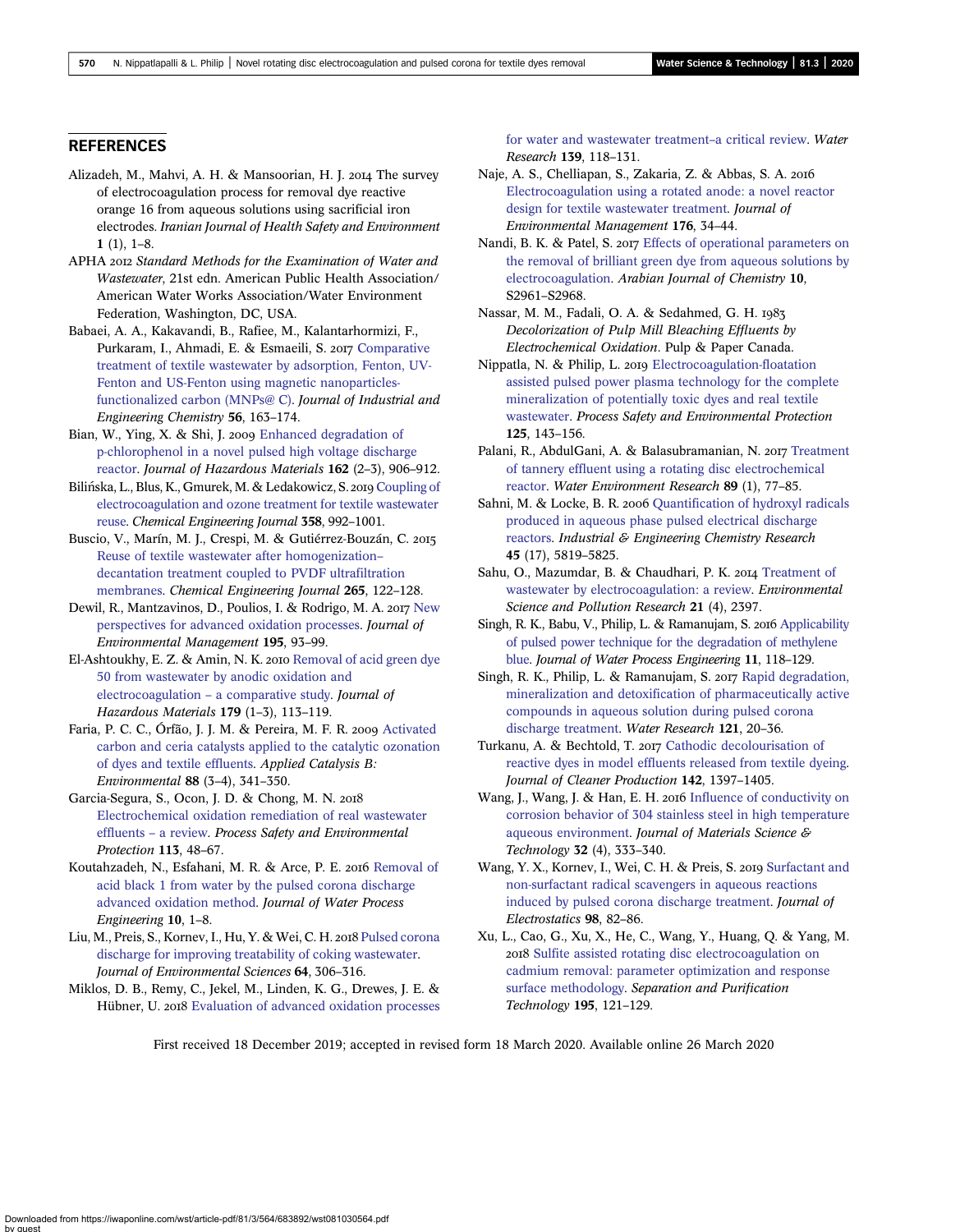## REFERENCES

Alizadeh, M., Mahvi, A. H. & Mansoorian, H. J. 2014 The survey of electrocoagulation process for removal dye reactive orange 16 from aqueous solutions using sacrificial iron electrodes. *Iranian Journal of Health Safety and Environment* **1** (1), 1–8.

APHA 2012 *Standard Methods for the Examination of Water and Wastewater*, 21st edn. American Public Health Association/ American Water Works Association/Water Environment Federation, Washington, DC, USA.

Babaei, A. A., Kakavandi, B., Rafiee, M., Kalantarhormizi, F., Purkaram, I., Ahmadi, E. & Esmaeili, S. 2017 Comparative treatment of textile wastewater by adsorption, Fenton, UV-Fenton and US-Fenton using magnetic nanoparticles-functionalized carbon (MNPs@ C). *Journal of Industrial and Engineering Chemistry* **56**, 163–174.

Bian, W., Ying, X. & Shi, J. 2009 Enhanced degradation of p-chlorophenol in a novel pulsed high voltage discharge reactor. *Journal of Hazardous Materials* **162** (2–3), 906–912.

Bilińska, L., Blus, K., Gmurek, M. & Ledakowicz, S. 2019 Coupling of electrocoagulation and ozone treatment for textile wastewater reuse. *Chemical Engineering Journal* **358**, 992–1001.

Buscio, V., Marín, M. J., Crespi, M. & Gutiérrez-Bouzán, C. 2015 Reuse of textile wastewater after homogenization–decantation treatment coupled to PVDF ultrafiltration membranes. *Chemical Engineering Journal* **265**, 122–128.

Dewil, R., Mantzavinos, D., Poulios, I. & Rodrigo, M. A. 2017 New perspectives for advanced oxidation processes. *Journal of Environmental Management* **195**, 93–99.

El-Ashtoukhy, E. Z. & Amin, N. K. 2010 Removal of acid green dye 50 from wastewater by anodic oxidation and electrocoagulation – a comparative study. *Journal of Hazardous Materials* **179** (1–3), 113–119.

Faria, P. C. C., Órfão, J. J. M. & Pereira, M. F. R. 2009 Activated carbon and ceria catalysts applied to the catalytic ozonation of dyes and textile effluents. *Applied Catalysis B: Environmental* **88** (3–4), 341–350.

Garcia-Segura, S., Ocon, J. D. & Chong, M. N. 2018 Electrochemical oxidation remediation of real wastewater effluents – a review. *Process Safety and Environmental Protection* **113**, 48–67.

Koutahzadeh, N., Esfahani, M. R. & Arce, P. E. 2016 Removal of acid black 1 from water by the pulsed corona discharge advanced oxidation method. *Journal of Water Process Engineering* **10**, 1–8.

Liu, M., Preis, S., Kornev, I., Hu, Y. & Wei, C. H. 2018 Pulsed corona discharge for improving treatability of coking wastewater. *Journal of Environmental Sciences* **64**, 306–316.

Miklos, D. B., Remy, C., Jekel, M., Linden, K. G., Drewes, J. E. & Hübner, U. 2018 Evaluation of advanced oxidation processes for water and wastewater treatment–a critical review. *Water Research* **139**, 118–131.

Naje, A. S., Chelliapan, S., Zakaria, Z. & Abbas, S. A. 2016 Electrocoagulation using a rotated anode: a novel reactor design for textile wastewater treatment. *Journal of Environmental Management* **176**, 34–44.

Nandi, B. K. & Patel, S. 2017 Effects of operational parameters on the removal of brilliant green dye from aqueous solutions by electrocoagulation. *Arabian Journal of Chemistry* **10**, S2961–S2968.

Nassar, M. M., Fadali, O. A. & Sedahmed, G. H. 1983 *Decolorization of Pulp Mill Bleaching Effluents by Electrochemical Oxidation*. Pulp & Paper Canada.

Nippatla, N. & Philip, L. 2019 Electrocoagulation-floatation assisted pulsed power plasma technology for the complete mineralization of potentially toxic dyes and real textile wastewater. *Process Safety and Environmental Protection* **125**, 143–156.

Palani, R., AbdulGani, A. & Balasubramanian, N. 2017 Treatment of tannery effluent using a rotating disc electrochemical reactor. *Water Environment Research* **89** (1), 77–85.

Sahni, M. & Locke, B. R. 2006 Quantification of hydroxyl radicals produced in aqueous phase pulsed electrical discharge reactors. *Industrial & Engineering Chemistry Research* **45** (17), 5819–5825.

Sahu, O., Mazumdar, B. & Chaudhari, P. K. 2014 Treatment of wastewater by electrocoagulation: a review. *Environmental Science and Pollution Research* **21** (4), 2397.

Singh, R. K., Babu, V., Philip, L. & Ramanujam, S. 2016 Applicability of pulsed power technique for the degradation of methylene blue. *Journal of Water Process Engineering* **11**, 118–129.

Singh, R. K., Philip, L. & Ramanujam, S. 2017 Rapid degradation, mineralization and detoxification of pharmaceutically active compounds in aqueous solution during pulsed corona discharge treatment. *Water Research* **121**, 20–36.

Turkanu, A. & Bechtold, T. 2017 Cathodic decolourisation of reactive dyes in model effluents released from textile dyeing. *Journal of Cleaner Production* **142**, 1397–1405.

Wang, J., Wang, J. & Han, E. H. 2016 Influence of conductivity on corrosion behavior of 304 stainless steel in high temperature aqueous environment. *Journal of Materials Science & Technology* **32** (4), 333–340.

Wang, Y. X., Kornev, I., Wei, C. H. & Preis, S. 2019 Surfactant and non-surfactant radical scavengers in aqueous reactions induced by pulsed corona discharge treatment. *Journal of Electrostatics* **98**, 82–86.

Xu, L., Cao, G., Xu, X., He, C., Wang, Y., Huang, Q. & Yang, M. 2018 Sulfite assisted rotating disc electrocoagulation on cadmium removal: parameter optimization and response surface methodology. *Separation and Purification Technology* **195**, 121–129.

First received 18 December 2019; accepted in revised form 18 March 2020. Available online 26 March 2020